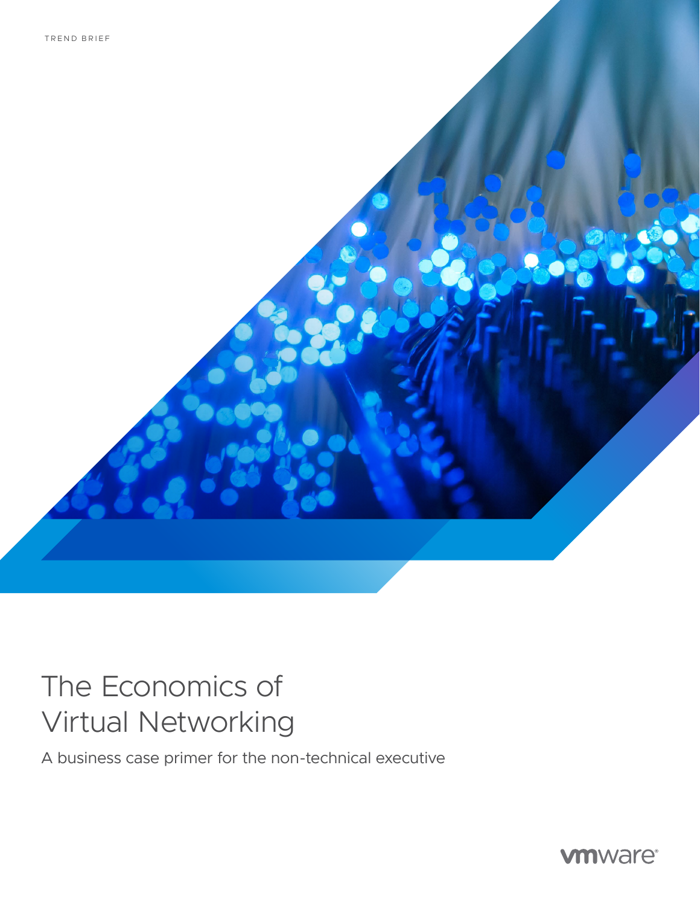TREND BRIEF

# The Economics of Virtual Networking

A business case primer for the non-technical executive

vmware®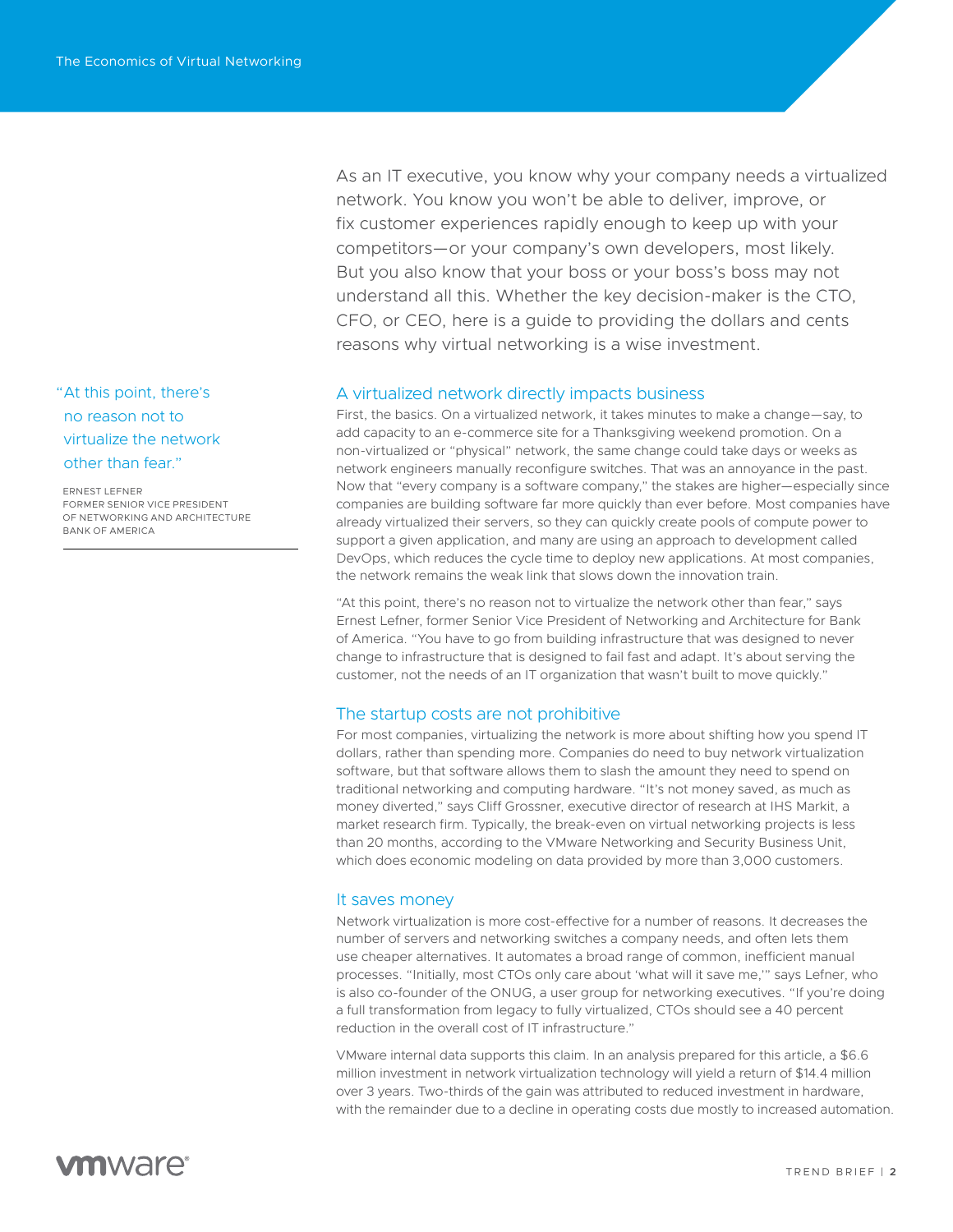As an IT executive, you know why your company needs a virtualized network. You know you won't be able to deliver, improve, or fix customer experiences rapidly enough to keep up with your competitors—or your company's own developers, most likely. But you also know that your boss or your boss's boss may not understand all this. Whether the key decision-maker is the CTO, CFO, or CEO, here is a guide to providing the dollars and cents reasons why virtual networking is a wise investment.

> "At this point, there's no reason not to virtualize the network other than fear."
>
> ERNEST LEFNER
> FORMER SENIOR VICE PRESIDENT OF NETWORKING AND ARCHITECTURE
> BANK OF AMERICA

## A virtualized network directly impacts business

First, the basics. On a virtualized network, it takes minutes to make a change—say, to add capacity to an e-commerce site for a Thanksgiving weekend promotion. On a non-virtualized or "physical" network, the same change could take days or weeks as network engineers manually reconfigure switches. That was an annoyance in the past. Now that "every company is a software company," the stakes are higher—especially since companies are building software far more quickly than ever before. Most companies have already virtualized their servers, so they can quickly create pools of compute power to support a given application, and many are using an approach to development called DevOps, which reduces the cycle time to deploy new applications. At most companies, the network remains the weak link that slows down the innovation train.

"At this point, there's no reason not to virtualize the network other than fear," says Ernest Lefner, former Senior Vice President of Networking and Architecture for Bank of America. "You have to go from building infrastructure that was designed to never change to infrastructure that is designed to fail fast and adapt. It's about serving the customer, not the needs of an IT organization that wasn't built to move quickly."

## The startup costs are not prohibitive

For most companies, virtualizing the network is more about shifting how you spend IT dollars, rather than spending more. Companies do need to buy network virtualization software, but that software allows them to slash the amount they need to spend on traditional networking and computing hardware. "It's not money saved, as much as money diverted," says Cliff Grossner, executive director of research at IHS Markit, a market research firm. Typically, the break-even on virtual networking projects is less than 20 months, according to the VMware Networking and Security Business Unit, which does economic modeling on data provided by more than 3,000 customers.

## It saves money

Network virtualization is more cost-effective for a number of reasons. It decreases the number of servers and networking switches a company needs, and often lets them use cheaper alternatives. It automates a broad range of common, inefficient manual processes. "Initially, most CTOs only care about 'what will it save me,'" says Lefner, who is also co-founder of the ONUG, a user group for networking executives. "If you're doing a full transformation from legacy to fully virtualized, CTOs should see a 40 percent reduction in the overall cost of IT infrastructure."

VMware internal data supports this claim. In an analysis prepared for this article, a $6.6 million investment in network virtualization technology will yield a return of $14.4 million over 3 years. Two-thirds of the gain was attributed to reduced investment in hardware, with the remainder due to a decline in operating costs due mostly to increased automation.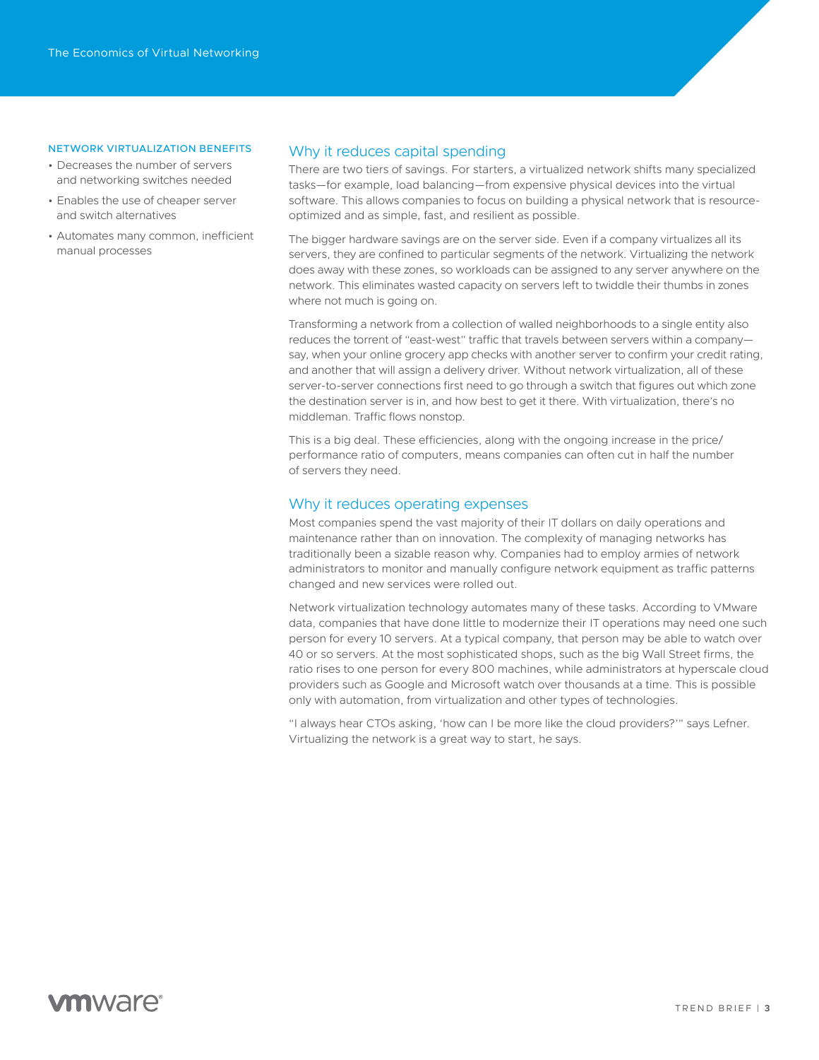**NETWORK VIRTUALIZATION BENEFITS**

- Decreases the number of servers and networking switches needed
- Enables the use of cheaper server and switch alternatives
- Automates many common, inefficient manual processes

## Why it reduces capital spending

There are two tiers of savings. For starters, a virtualized network shifts many specialized tasks—for example, load balancing—from expensive physical devices into the virtual software. This allows companies to focus on building a physical network that is resource-optimized and as simple, fast, and resilient as possible.

The bigger hardware savings are on the server side. Even if a company virtualizes all its servers, they are confined to particular segments of the network. Virtualizing the network does away with these zones, so workloads can be assigned to any server anywhere on the network. This eliminates wasted capacity on servers left to twiddle their thumbs in zones where not much is going on.

Transforming a network from a collection of walled neighborhoods to a single entity also reduces the torrent of "east-west" traffic that travels between servers within a company—say, when your online grocery app checks with another server to confirm your credit rating, and another that will assign a delivery driver. Without network virtualization, all of these server-to-server connections first need to go through a switch that figures out which zone the destination server is in, and how best to get it there. With virtualization, there's no middleman. Traffic flows nonstop.

This is a big deal. These efficiencies, along with the ongoing increase in the price/performance ratio of computers, means companies can often cut in half the number of servers they need.

## Why it reduces operating expenses

Most companies spend the vast majority of their IT dollars on daily operations and maintenance rather than on innovation. The complexity of managing networks has traditionally been a sizable reason why. Companies had to employ armies of network administrators to monitor and manually configure network equipment as traffic patterns changed and new services were rolled out.

Network virtualization technology automates many of these tasks. According to VMware data, companies that have done little to modernize their IT operations may need one such person for every 10 servers. At a typical company, that person may be able to watch over 40 or so servers. At the most sophisticated shops, such as the big Wall Street firms, the ratio rises to one person for every 800 machines, while administrators at hyperscale cloud providers such as Google and Microsoft watch over thousands at a time. This is possible only with automation, from virtualization and other types of technologies.

"I always hear CTOs asking, 'how can I be more like the cloud providers?'" says Lefner. Virtualizing the network is a great way to start, he says.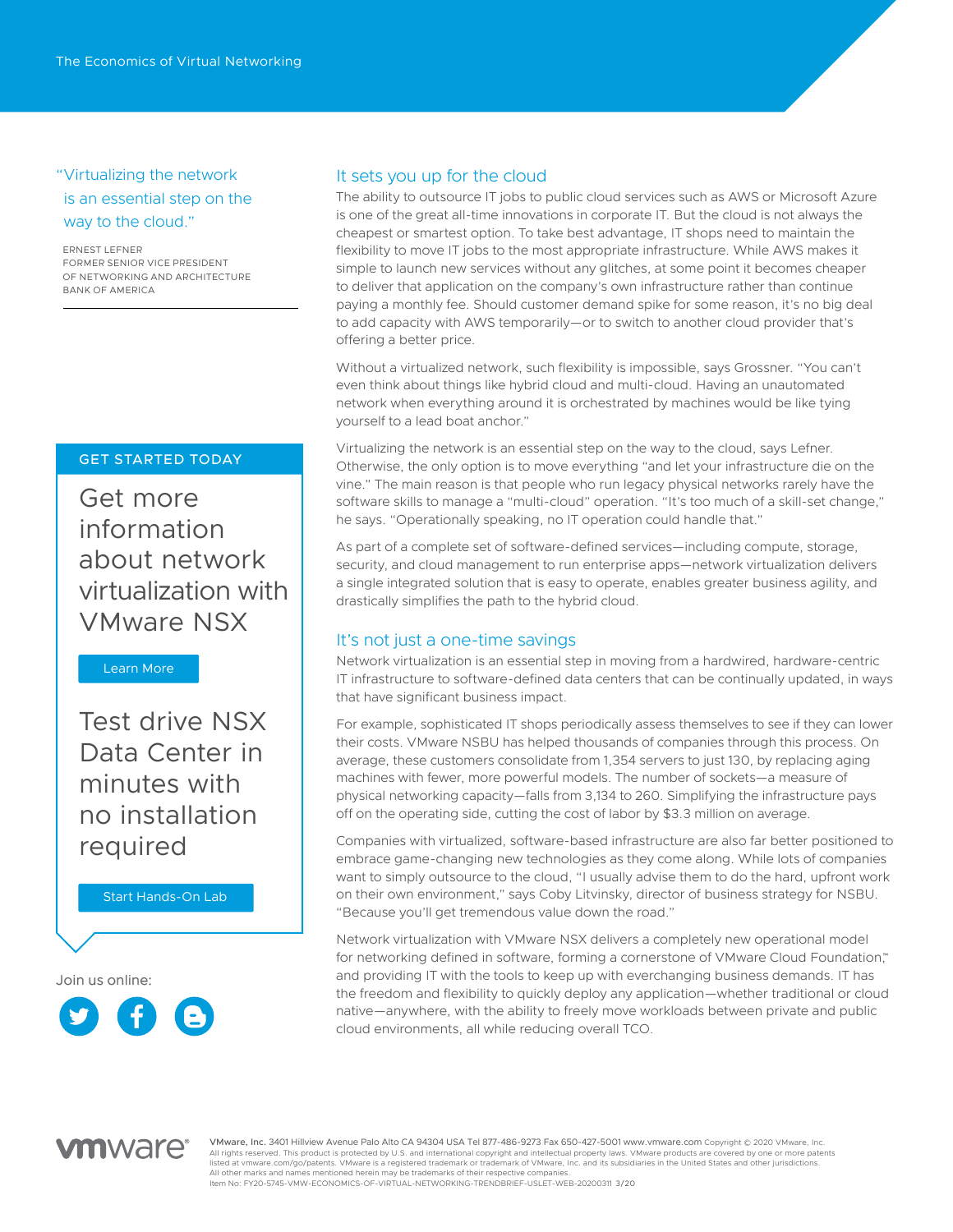"Virtualizing the network is an essential step on the way to the cloud."

ERNEST LEFNER
FORMER SENIOR VICE PRESIDENT
OF NETWORKING AND ARCHITECTURE
BANK OF AMERICA

## It sets you up for the cloud

The ability to outsource IT jobs to public cloud services such as AWS or Microsoft Azure is one of the great all-time innovations in corporate IT. But the cloud is not always the cheapest or smartest option. To take best advantage, IT shops need to maintain the flexibility to move IT jobs to the most appropriate infrastructure. While AWS makes it simple to launch new services without any glitches, at some point it becomes cheaper to deliver that application on the company's own infrastructure rather than continue paying a monthly fee. Should customer demand spike for some reason, it's no big deal to add capacity with AWS temporarily—or to switch to another cloud provider that's offering a better price.

Without a virtualized network, such flexibility is impossible, says Grossner. "You can't even think about things like hybrid cloud and multi-cloud. Having an unautomated network when everything around it is orchestrated by machines would be like tying yourself to a lead boat anchor."

Virtualizing the network is an essential step on the way to the cloud, says Lefner. Otherwise, the only option is to move everything "and let your infrastructure die on the vine." The main reason is that people who run legacy physical networks rarely have the software skills to manage a "multi-cloud" operation. "It's too much of a skill-set change," he says. "Operationally speaking, no IT operation could handle that."

As part of a complete set of software-defined services—including compute, storage, security, and cloud management to run enterprise apps—network virtualization delivers a single integrated solution that is easy to operate, enables greater business agility, and drastically simplifies the path to the hybrid cloud.

## It's not just a one-time savings

Network virtualization is an essential step in moving from a hardwired, hardware-centric IT infrastructure to software-defined data centers that can be continually updated, in ways that have significant business impact.

For example, sophisticated IT shops periodically assess themselves to see if they can lower their costs. VMware NSBU has helped thousands of companies through this process. On average, these customers consolidate from 1,354 servers to just 130, by replacing aging machines with fewer, more powerful models. The number of sockets—a measure of physical networking capacity—falls from 3,134 to 260. Simplifying the infrastructure pays off on the operating side, cutting the cost of labor by $3.3 million on average.

Companies with virtualized, software-based infrastructure are also far better positioned to embrace game-changing new technologies as they come along. While lots of companies want to simply outsource to the cloud, "I usually advise them to do the hard, upfront work on their own environment," says Coby Litvinsky, director of business strategy for NSBU. "Because you'll get tremendous value down the road."

Network virtualization with VMware NSX delivers a completely new operational model for networking defined in software, forming a cornerstone of VMware Cloud Foundation,™ and providing IT with the tools to keep up with everchanging business demands. IT has the freedom and flexibility to quickly deploy any application—whether traditional or cloud native—anywhere, with the ability to freely move workloads between private and public cloud environments, all while reducing overall TCO.

**GET STARTED TODAY**

Get more information about network virtualization with VMware NSX

Learn More

Test drive NSX Data Center in minutes with no installation required

Start Hands-On Lab

Join us online:

VMware, Inc. 3401 Hillview Avenue Palo Alto CA 94304 USA Tel 877-486-9273 Fax 650-427-5001 www.vmware.com Copyright © 2020 VMware, Inc. All rights reserved. This product is protected by U.S. and international copyright and intellectual property laws. VMware products are covered by one or more patents listed at vmware.com/go/patents. VMware is a registered trademark or trademark of VMware, Inc. and its subsidiaries in the United States and other jurisdictions. All other marks and names mentioned herein may be trademarks of their respective companies.
Item No: FY20-5745-VMW-ECONOMICS-OF-VIRTUAL-NETWORKING-TRENDBRIEF-USLET-WEB-20200311 3/20